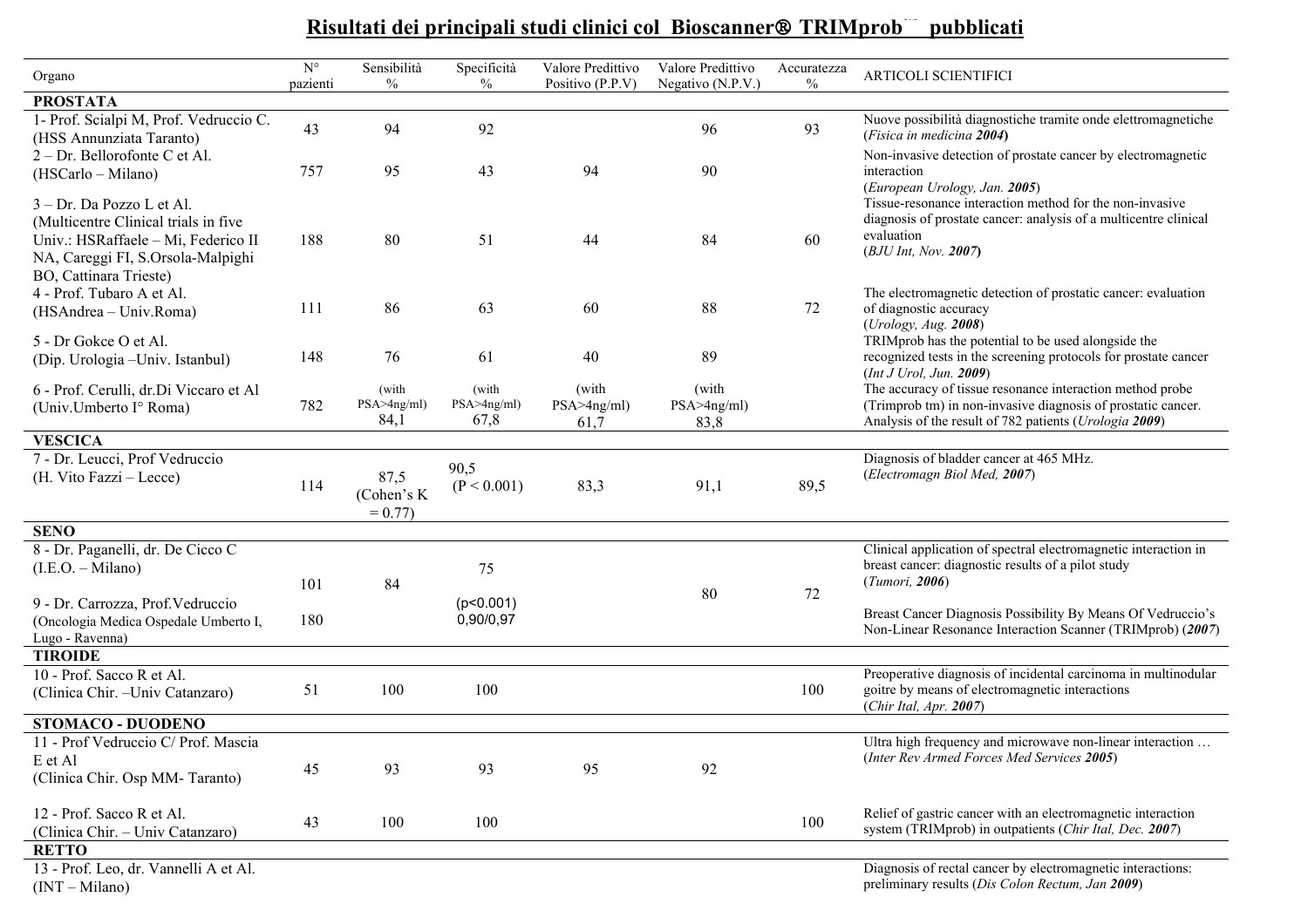# Risultati dei principali studi clinici col Bioscanner® TRIMprob pubblicati

| Organo | N° pazienti | Sensibilità % | Specificità % | Valore Predittivo Positivo (P.P.V) | Valore Predittivo Negativo (N.P.V.) | Accuratezza % | ARTICOLI SCIENTIFICI |
|---|---|---|---|---|---|---|---|
| **PROSTATA** | | | | | | | |
| 1- Prof. Scialpi M, Prof. Vedruccio C. (HSS Annunziata Taranto) | 43 | 94 | 92 | | 96 | 93 | Nuove possibilità diagnostiche tramite onde elettromagnetiche (*Fisica in medicina* ***2004***) |
| 2 – Dr. Bellorofonte C et Al. (HSCarlo – Milano) | 757 | 95 | 43 | 94 | 90 | | Non-invasive detection of prostate cancer by electromagnetic interaction (*European Urology, Jan.* ***2005***) |
| 3 – Dr. Da Pozzo L et Al. (Multicentre Clinical trials in five Univ.: HSRaffaele – Mi, Federico II NA, Careggi FI, S.Orsola-Malpighi BO, Cattinara Trieste) | 188 | 80 | 51 | 44 | 84 | 60 | Tissue-resonance interaction method for the non-invasive diagnosis of prostate cancer: analysis of a multicentre clinical evaluation (*BJU Int, Nov.* ***2007***) |
| 4 - Prof. Tubaro A et Al. (HSAndrea – Univ.Roma) | 111 | 86 | 63 | 60 | 88 | 72 | The electromagnetic detection of prostatic cancer: evaluation of diagnostic accuracy (*Urology, Aug.* ***2008***) |
| 5 - Dr Gokce O et Al. (Dip. Urologia –Univ. Istanbul) | 148 | 76 | 61 | 40 | 89 | | TRIMprob has the potential to be used alongside the recognized tests in the screening protocols for prostate cancer (*Int J Urol, Jun.* ***2009***) |
| 6 - Prof. Cerulli, dr.Di Viccaro et Al (Univ.Umberto I° Roma) | 782 | (with PSA>4ng/ml) 84,1 | (with PSA>4ng/ml) 67,8 | (with PSA>4ng/ml) 61,7 | (with PSA>4ng/ml) 83,8 | | The accuracy of tissue resonance interaction method probe (Trimprob tm) in non-invasive diagnosis of prostatic cancer. Analysis of the result of 782 patients (*Urologia* ***2009***) |
| **VESCICA** | | | | | | | |
| 7 - Dr. Leucci, Prof Vedruccio (H. Vito Fazzi – Lecce) | 114 | 87,5 (Cohen's K = 0.77) | 90,5 ($P < 0.001$) | 83,3 | 91,1 | 89,5 | Diagnosis of bladder cancer at 465 MHz. (*Electromagn Biol Med,* ***2007***) |
| **SENO** | | | | | | | |
| 8 - Dr. Paganelli, dr. De Cicco C (I.E.O. – Milano) | 101 | 84 | 75 | | 80 | 72 | Clinical application of spectral electromagnetic interaction in breast cancer: diagnostic results of a pilot study (*Tumori,* ***2006***) |
| 9 - Dr. Carrozza, Prof.Vedruccio (Oncologia Medica Ospedale Umberto I, Lugo - Ravenna) | 180 | | ($p<0.001$) 0,90/0,97 | | | | Breast Cancer Diagnosis Possibility By Means Of Vedruccio's Non-Linear Resonance Interaction Scanner (TRIMprob) (***2007***) |
| **TIROIDE** | | | | | | | |
| 10 - Prof. Sacco R et Al. (Clinica Chir. –Univ Catanzaro) | 51 | 100 | 100 | | | 100 | Preoperative diagnosis of incidental carcinoma in multinodular goitre by means of electromagnetic interactions (*Chir Ital, Apr.* ***2007***) |
| **STOMACO - DUODENO** | | | | | | | |
| 11 - Prof Vedruccio C/ Prof. Mascia E et Al (Clinica Chir. Osp MM- Taranto) | 45 | 93 | 93 | 95 | 92 | | Ultra high frequency and microwave non-linear interaction … (*Inter Rev Armed Forces Med Services* ***2005***) |
| 12 - Prof. Sacco R et Al. (Clinica Chir. – Univ Catanzaro) | 43 | 100 | 100 | | | 100 | Relief of gastric cancer with an electromagnetic interaction system (TRIMprob) in outpatients (*Chir Ital, Dec.* ***2007***) |
| **RETTO** | | | | | | | |
| 13 - Prof. Leo, dr. Vannelli A et Al. (INT – Milano) | | | | | | | Diagnosis of rectal cancer by electromagnetic interactions: preliminary results (*Dis Colon Rectum, Jan* ***2009***) |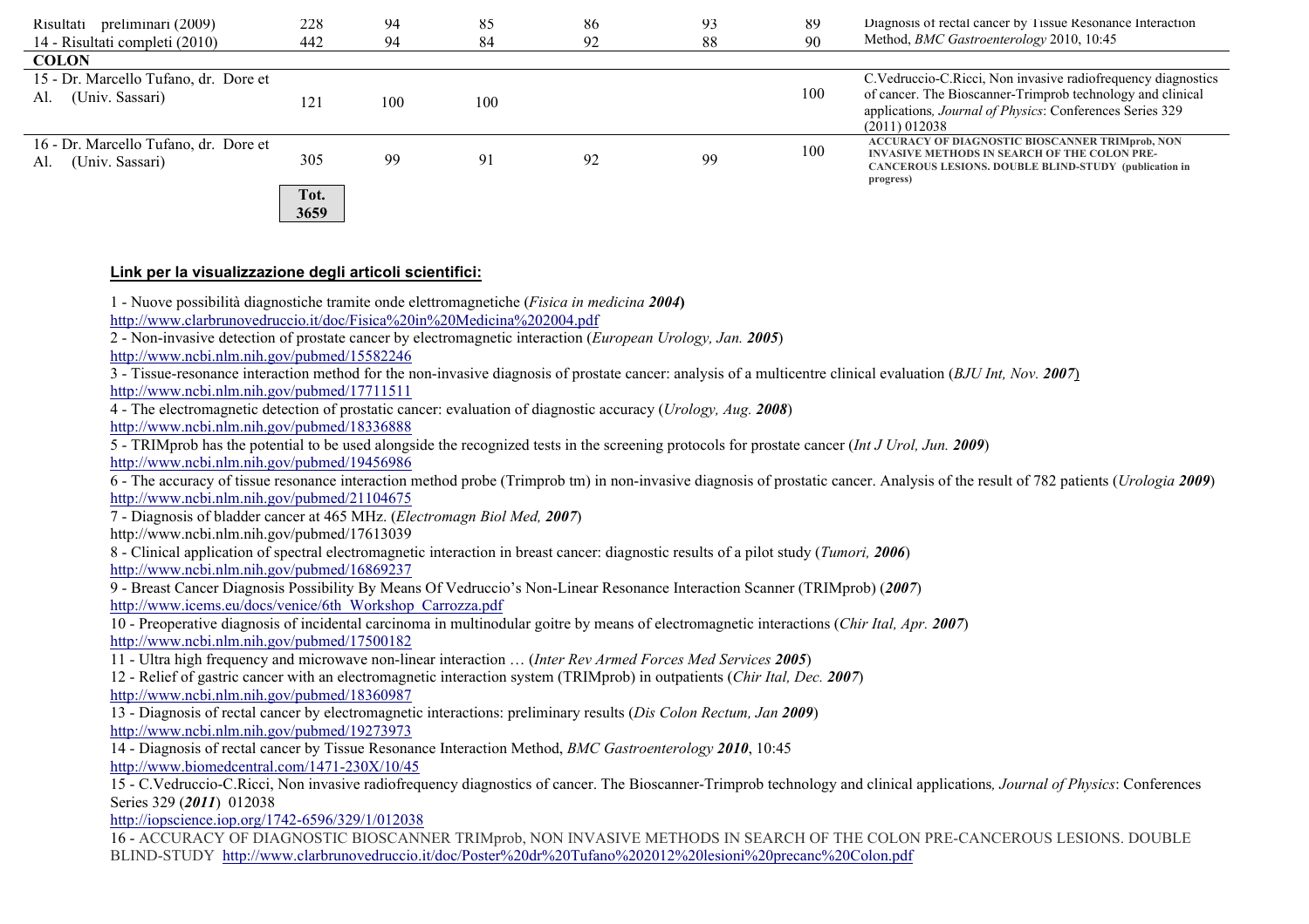| | | | | | | | |
|---|---|---|---|---|---|---|---|
| Risultati preliminari (2009) | 228 | 94 | 85 | 86 | 93 | 89 | Diagnosis of rectal cancer by Tissue Resonance Interaction Method, *BMC Gastroenterology* 2010, 10:45 |
| 14 - Risultati completi (2010) | 442 | 94 | 84 | 92 | 88 | 90 | |
| **COLON** | | | | | | | |
| 15 - Dr. Marcello Tufano, dr. Dore et Al. (Univ. Sassari) | 121 | 100 | 100 | | | 100 | C.Vedruccio-C.Ricci, Non invasive radiofrequency diagnostics of cancer. The Bioscanner-Trimprob technology and clinical applications, *Journal of Physics*: Conferences Series 329 (2011) 012038 |
| 16 - Dr. Marcello Tufano, dr. Dore et Al. (Univ. Sassari) | 305 | 99 | 91 | 92 | 99 | 100 | ACCURACY OF DIAGNOSTIC BIOSCANNER TRIMprob, NON INVASIVE METHODS IN SEARCH OF THE COLON PRE-CANCEROUS LESIONS. DOUBLE BLIND-STUDY (publication in progress) |
| | **Tot. 3659** | | | | | | |

**Link per la visualizzazione degli articoli scientifici:**

1 - Nuove possibilità diagnostiche tramite onde elettromagnetiche (*Fisica in medicina **2004***)
http://www.clarbrunovedruccio.it/doc/Fisica%20in%20Medicina%202004.pdf

2 - Non-invasive detection of prostate cancer by electromagnetic interaction (*European Urology, Jan. **2005***)
http://www.ncbi.nlm.nih.gov/pubmed/15582246

3 - Tissue-resonance interaction method for the non-invasive diagnosis of prostate cancer: analysis of a multicentre clinical evaluation (*BJU Int, Nov. **2007***)
http://www.ncbi.nlm.nih.gov/pubmed/17711511

4 - The electromagnetic detection of prostatic cancer: evaluation of diagnostic accuracy (*Urology, Aug. **2008***)
http://www.ncbi.nlm.nih.gov/pubmed/18336888

5 - TRIMprob has the potential to be used alongside the recognized tests in the screening protocols for prostate cancer (*Int J Urol, Jun. **2009***)
http://www.ncbi.nlm.nih.gov/pubmed/19456986

6 - The accuracy of tissue resonance interaction method probe (Trimprob tm) in non-invasive diagnosis of prostatic cancer. Analysis of the result of 782 patients (*Urologia **2009***)
http://www.ncbi.nlm.nih.gov/pubmed/21104675

7 - Diagnosis of bladder cancer at 465 MHz. (*Electromagn Biol Med, **2007***)
http://www.ncbi.nlm.nih.gov/pubmed/17613039

8 - Clinical application of spectral electromagnetic interaction in breast cancer: diagnostic results of a pilot study (*Tumori, **2006***)
http://www.ncbi.nlm.nih.gov/pubmed/16869237

9 - Breast Cancer Diagnosis Possibility By Means Of Vedruccio's Non-Linear Resonance Interaction Scanner (TRIMprob) (***2007***)
http://www.icems.eu/docs/venice/6th_Workshop_Carrozza.pdf

10 - Preoperative diagnosis of incidental carcinoma in multinodular goitre by means of electromagnetic interactions (*Chir Ital, Apr. **2007***)
http://www.ncbi.nlm.nih.gov/pubmed/17500182

11 - Ultra high frequency and microwave non-linear interaction … (*Inter Rev Armed Forces Med Services **2005***)

12 - Relief of gastric cancer with an electromagnetic interaction system (TRIMprob) in outpatients (*Chir Ital, Dec. **2007***)
http://www.ncbi.nlm.nih.gov/pubmed/18360987

13 - Diagnosis of rectal cancer by electromagnetic interactions: preliminary results (*Dis Colon Rectum, Jan **2009***)
http://www.ncbi.nlm.nih.gov/pubmed/19273973

14 - Diagnosis of rectal cancer by Tissue Resonance Interaction Method, *BMC Gastroenterology* ***2010***, 10:45
http://www.biomedcentral.com/1471-230X/10/45

15 - C.Vedruccio-C.Ricci, Non invasive radiofrequency diagnostics of cancer. The Bioscanner-Trimprob technology and clinical applications, *Journal of Physics*: Conferences Series 329 (***2011***) 012038
http://iopscience.iop.org/1742-6596/329/1/012038

16 - ACCURACY OF DIAGNOSTIC BIOSCANNER TRIMprob, NON INVASIVE METHODS IN SEARCH OF THE COLON PRE-CANCEROUS LESIONS. DOUBLE BLIND-STUDY http://www.clarbrunovedruccio.it/doc/Poster%20dr%20Tufano%202012%20lesioni%20precanc%20Colon.pdf